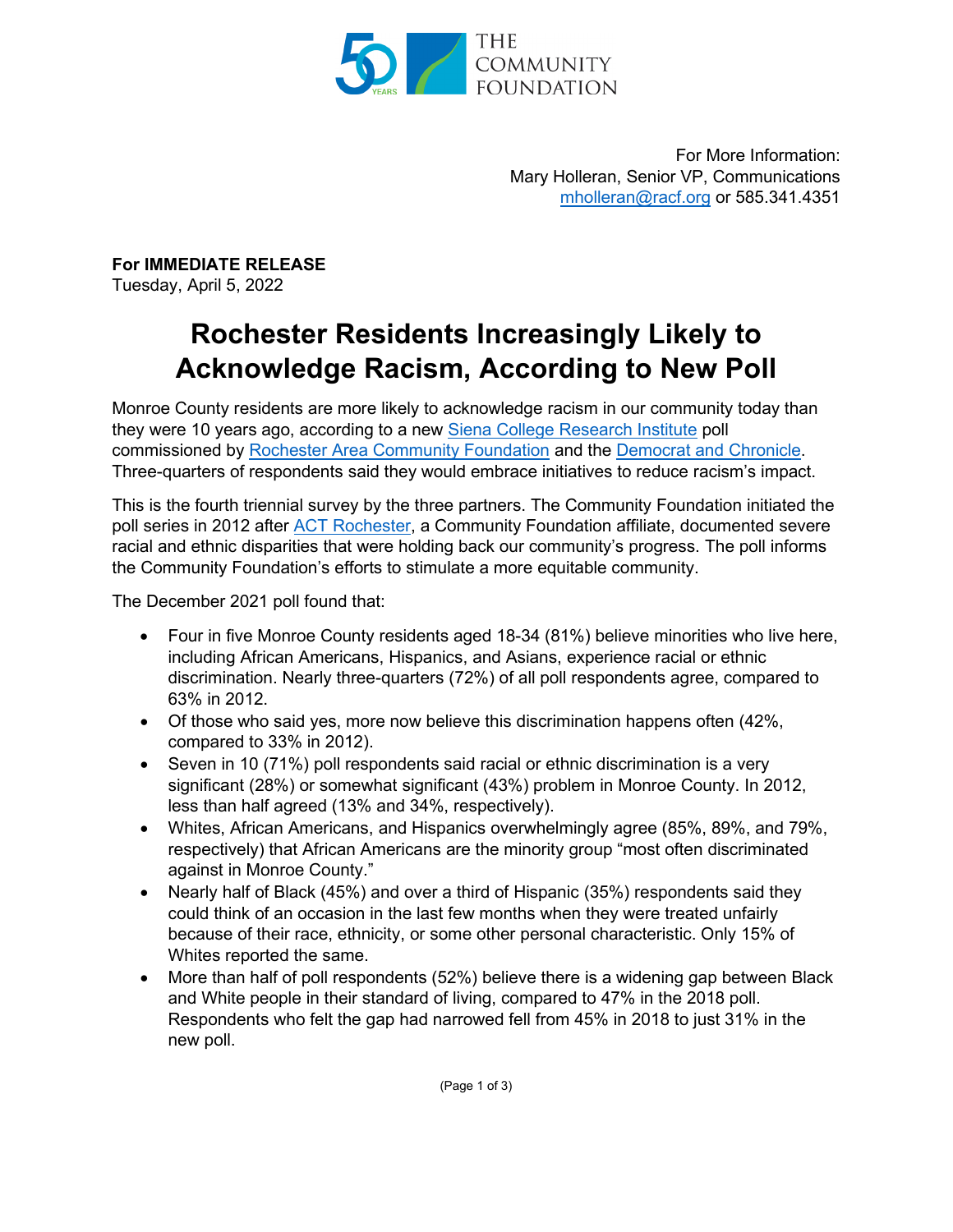THE COMMUNITY FOUNDATION

For More Information:
Mary Holleran, Senior VP, Communications
mholleran@racf.org or 585.341.4351

**For IMMEDIATE RELEASE**
Tuesday, April 5, 2022

# Rochester Residents Increasingly Likely to Acknowledge Racism, According to New Poll

Monroe County residents are more likely to acknowledge racism in our community today than they were 10 years ago, according to a new Siena College Research Institute poll commissioned by Rochester Area Community Foundation and the Democrat and Chronicle. Three-quarters of respondents said they would embrace initiatives to reduce racism's impact.

This is the fourth triennial survey by the three partners. The Community Foundation initiated the poll series in 2012 after ACT Rochester, a Community Foundation affiliate, documented severe racial and ethnic disparities that were holding back our community's progress. The poll informs the Community Foundation's efforts to stimulate a more equitable community.

The December 2021 poll found that:

- Four in five Monroe County residents aged 18-34 (81%) believe minorities who live here, including African Americans, Hispanics, and Asians, experience racial or ethnic discrimination. Nearly three-quarters (72%) of all poll respondents agree, compared to 63% in 2012.
- Of those who said yes, more now believe this discrimination happens often (42%, compared to 33% in 2012).
- Seven in 10 (71%) poll respondents said racial or ethnic discrimination is a very significant (28%) or somewhat significant (43%) problem in Monroe County. In 2012, less than half agreed (13% and 34%, respectively).
- Whites, African Americans, and Hispanics overwhelmingly agree (85%, 89%, and 79%, respectively) that African Americans are the minority group "most often discriminated against in Monroe County."
- Nearly half of Black (45%) and over a third of Hispanic (35%) respondents said they could think of an occasion in the last few months when they were treated unfairly because of their race, ethnicity, or some other personal characteristic. Only 15% of Whites reported the same.
- More than half of poll respondents (52%) believe there is a widening gap between Black and White people in their standard of living, compared to 47% in the 2018 poll. Respondents who felt the gap had narrowed fell from 45% in 2018 to just 31% in the new poll.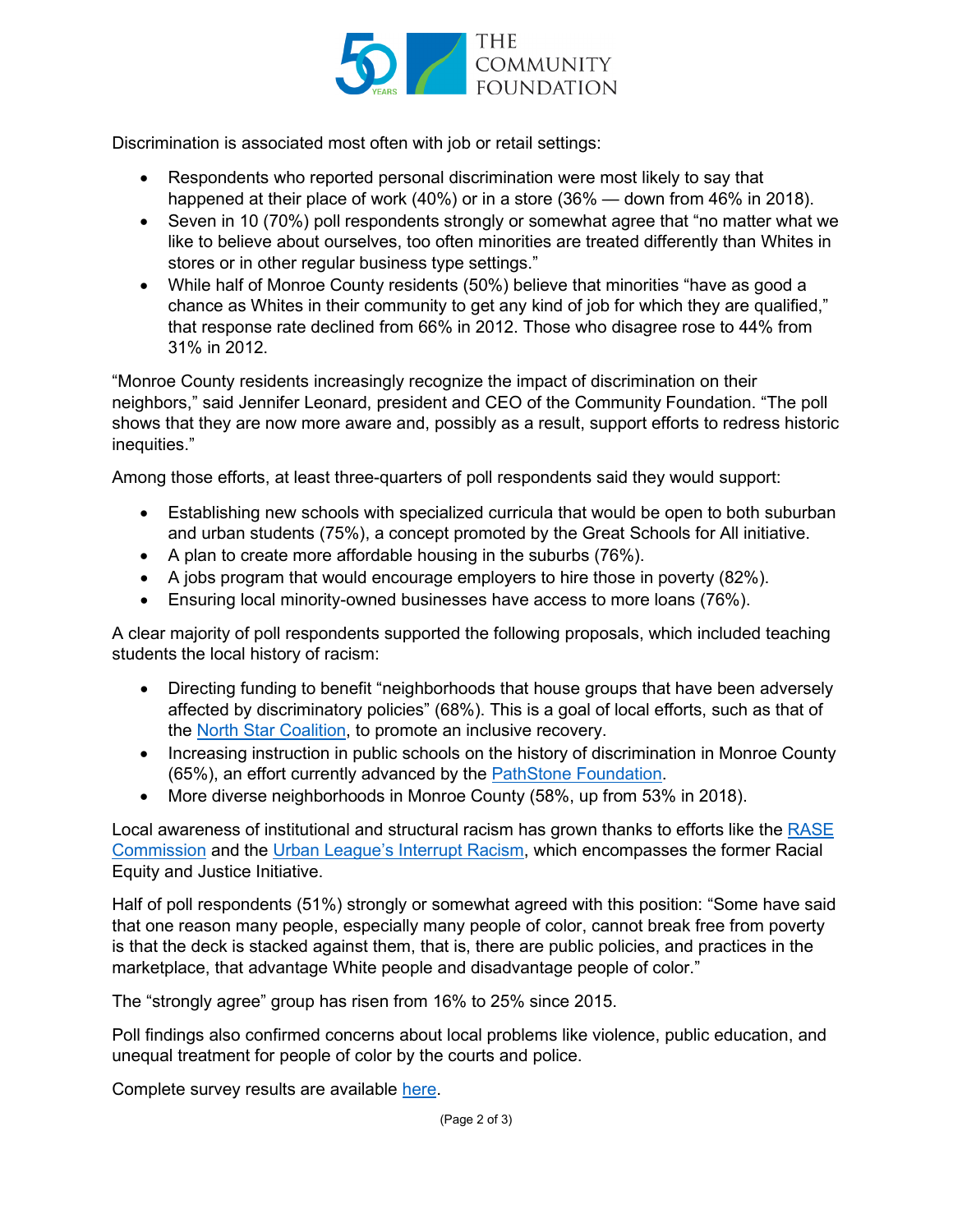Discrimination is associated most often with job or retail settings:

- Respondents who reported personal discrimination were most likely to say that happened at their place of work (40%) or in a store (36% — down from 46% in 2018).
- Seven in 10 (70%) poll respondents strongly or somewhat agree that "no matter what we like to believe about ourselves, too often minorities are treated differently than Whites in stores or in other regular business type settings."
- While half of Monroe County residents (50%) believe that minorities "have as good a chance as Whites in their community to get any kind of job for which they are qualified," that response rate declined from 66% in 2012. Those who disagree rose to 44% from 31% in 2012.

"Monroe County residents increasingly recognize the impact of discrimination on their neighbors," said Jennifer Leonard, president and CEO of the Community Foundation. "The poll shows that they are now more aware and, possibly as a result, support efforts to redress historic inequities."

Among those efforts, at least three-quarters of poll respondents said they would support:

- Establishing new schools with specialized curricula that would be open to both suburban and urban students (75%), a concept promoted by the Great Schools for All initiative.
- A plan to create more affordable housing in the suburbs (76%).
- A jobs program that would encourage employers to hire those in poverty (82%).
- Ensuring local minority-owned businesses have access to more loans (76%).

A clear majority of poll respondents supported the following proposals, which included teaching students the local history of racism:

- Directing funding to benefit "neighborhoods that house groups that have been adversely affected by discriminatory policies" (68%). This is a goal of local efforts, such as that of the North Star Coalition, to promote an inclusive recovery.
- Increasing instruction in public schools on the history of discrimination in Monroe County (65%), an effort currently advanced by the PathStone Foundation.
- More diverse neighborhoods in Monroe County (58%, up from 53% in 2018).

Local awareness of institutional and structural racism has grown thanks to efforts like the RASE Commission and the Urban League's Interrupt Racism, which encompasses the former Racial Equity and Justice Initiative.

Half of poll respondents (51%) strongly or somewhat agreed with this position: "Some have said that one reason many people, especially many people of color, cannot break free from poverty is that the deck is stacked against them, that is, there are public policies, and practices in the marketplace, that advantage White people and disadvantage people of color."

The "strongly agree" group has risen from 16% to 25% since 2015.

Poll findings also confirmed concerns about local problems like violence, public education, and unequal treatment for people of color by the courts and police.

Complete survey results are available here.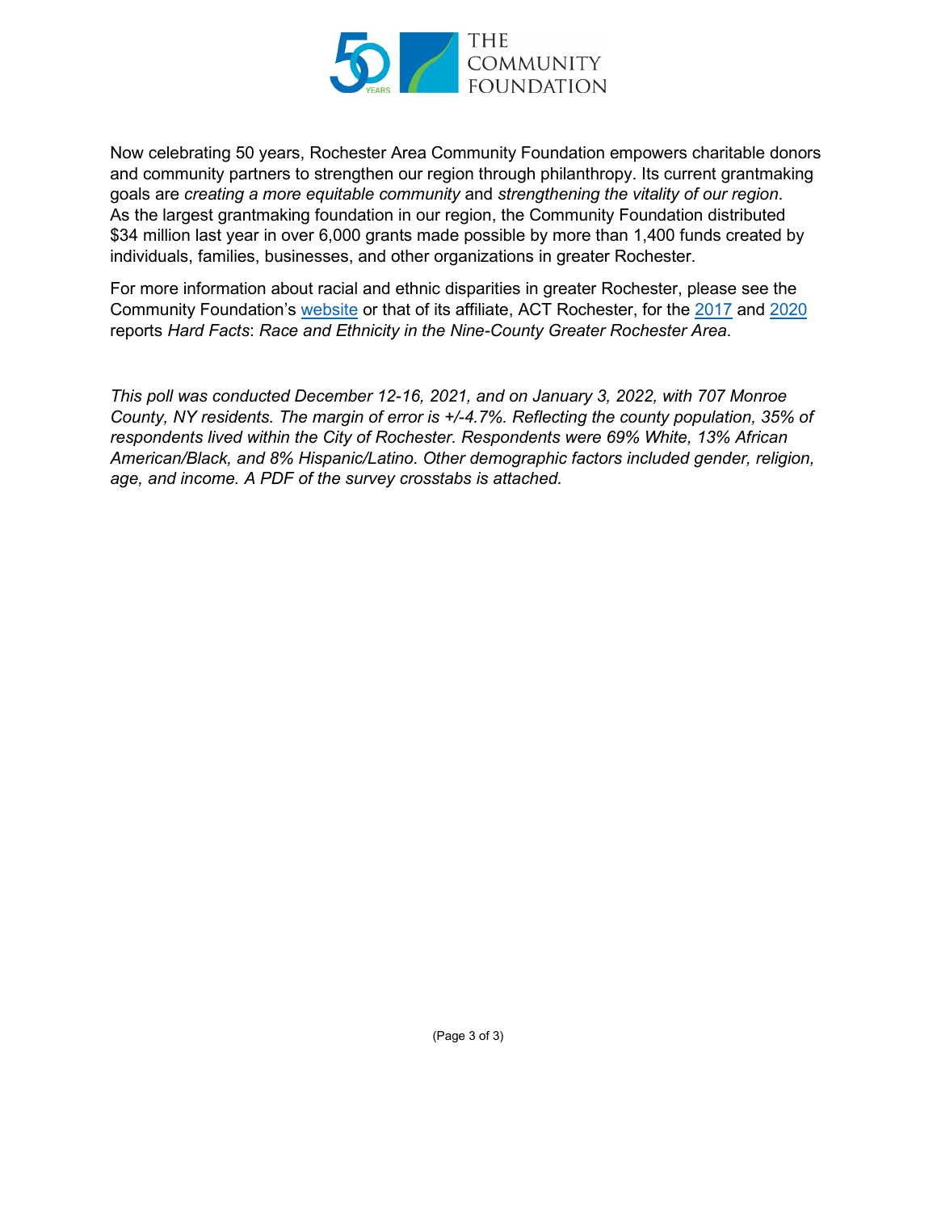Now celebrating 50 years, Rochester Area Community Foundation empowers charitable donors and community partners to strengthen our region through philanthropy. Its current grantmaking goals are *creating a more equitable community* and *strengthening the vitality of our region*. As the largest grantmaking foundation in our region, the Community Foundation distributed $34 million last year in over 6,000 grants made possible by more than 1,400 funds created by individuals, families, businesses, and other organizations in greater Rochester.

For more information about racial and ethnic disparities in greater Rochester, please see the Community Foundation's website or that of its affiliate, ACT Rochester, for the 2017 and 2020 reports *Hard Facts*: *Race and Ethnicity in the Nine-County Greater Rochester Area*.

*This poll was conducted December 12-16, 2021, and on January 3, 2022, with 707 Monroe County, NY residents. The margin of error is +/-4.7%. Reflecting the county population, 35% of respondents lived within the City of Rochester. Respondents were 69% White, 13% African American/Black, and 8% Hispanic/Latino. Other demographic factors included gender, religion, age, and income. A PDF of the survey crosstabs is attached.*